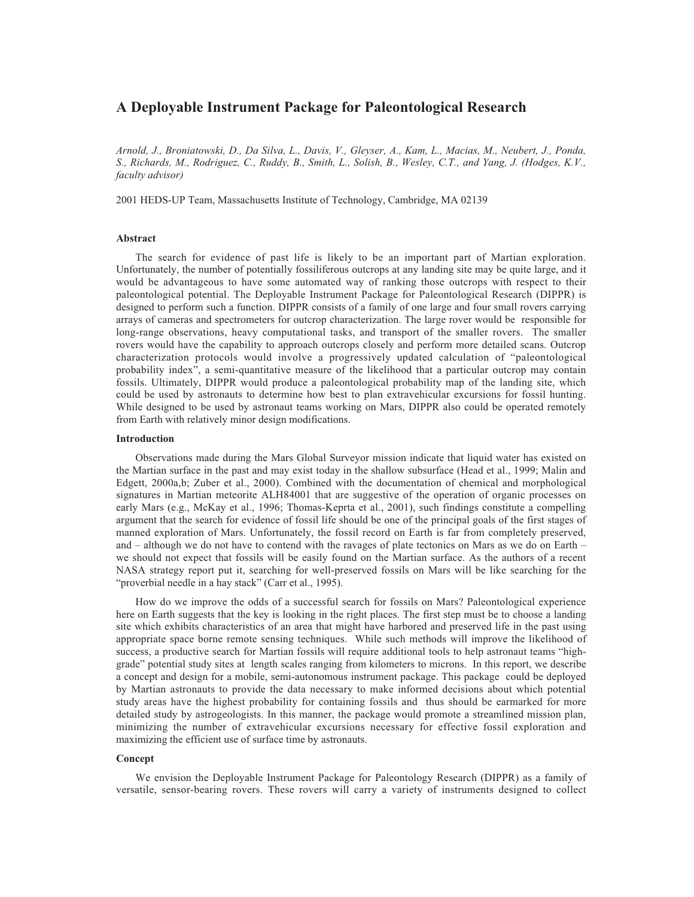# A Deployable Instrument Package for Paleontological Research

*Arnold, J., Broniatowski, D., Da Silva, L., Davis, V., Gleyser, A., Kam, L., Macias, M., Neubert, J., Ponda, S., Richards, M., Rodriguez, C., Ruddy, B., Smith, L., Solish, B., Wesley, C.T., and Yang, J. (Hodges, K.V., faculty advisor)*

2001 HEDS-UP Team, Massachusetts Institute of Technology, Cambridge, MA 02139

## Abstract

The search for evidence of past life is likely to be an important part of Martian exploration. Unfortunately, the number of potentially fossiliferous outcrops at any landing site may be quite large, and it would be advantageous to have some automated way of ranking those outcrops with respect to their paleontological potential. The Deployable Instrument Package for Paleontological Research (DIPPR) is designed to perform such a function. DIPPR consists of a family of one large and four small rovers carrying arrays of cameras and spectrometers for outcrop characterization. The large rover would be responsible for long-range observations, heavy computational tasks, and transport of the smaller rovers. The smaller rovers would have the capability to approach outcrops closely and perform more detailed scans. Outcrop characterization protocols would involve a progressively updated calculation of "paleontological probability index", a semi-quantitative measure of the likelihood that a particular outcrop may contain fossils. Ultimately, DIPPR would produce a paleontological probability map of the landing site, which could be used by astronauts to determine how best to plan extravehicular excursions for fossil hunting. While designed to be used by astronaut teams working on Mars, DIPPR also could be operated remotely from Earth with relatively minor design modifications.

## Introduction

Observations made during the Mars Global Surveyor mission indicate that liquid water has existed on the Martian surface in the past and may exist today in the shallow subsurface (Head et al., 1999; Malin and Edgett, 2000a,b; Zuber et al., 2000). Combined with the documentation of chemical and morphological signatures in Martian meteorite ALH84001 that are suggestive of the operation of organic processes on early Mars (e.g., McKay et al., 1996; Thomas-Keprta et al., 2001), such findings constitute a compelling argument that the search for evidence of fossil life should be one of the principal goals of the first stages of manned exploration of Mars. Unfortunately, the fossil record on Earth is far from completely preserved, and – although we do not have to contend with the ravages of plate tectonics on Mars as we do on Earth – we should not expect that fossils will be easily found on the Martian surface. As the authors of a recent NASA strategy report put it, searching for well-preserved fossils on Mars will be like searching for the "proverbial needle in a hay stack" (Carr et al., 1995).

How do we improve the odds of a successful search for fossils on Mars? Paleontological experience here on Earth suggests that the key is looking in the right places. The first step must be to choose a landing site which exhibits characteristics of an area that might have harbored and preserved life in the past using appropriate space borne remote sensing techniques. While such methods will improve the likelihood of success, a productive search for Martian fossils will require additional tools to help astronaut teams "high-grade" potential study sites at length scales ranging from kilometers to microns. In this report, we describe a concept and design for a mobile, semi-autonomous instrument package. This package could be deployed by Martian astronauts to provide the data necessary to make informed decisions about which potential study areas have the highest probability for containing fossils and thus should be earmarked for more detailed study by astrogeologists. In this manner, the package would promote a streamlined mission plan, minimizing the number of extravehicular excursions necessary for effective fossil exploration and maximizing the efficient use of surface time by astronauts.

## Concept

We envision the Deployable Instrument Package for Paleontology Research (DIPPR) as a family of versatile, sensor-bearing rovers. These rovers will carry a variety of instruments designed to collect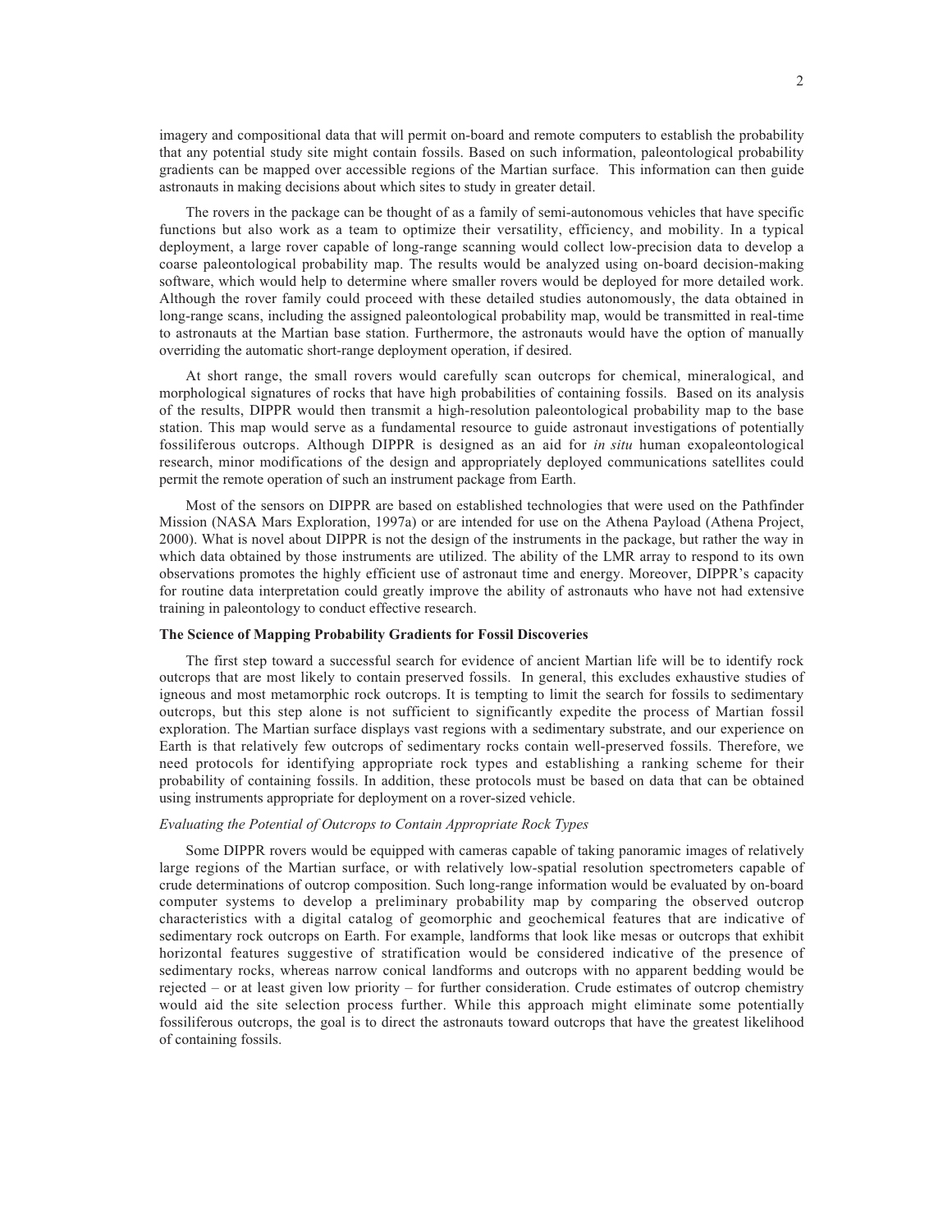imagery and compositional data that will permit on-board and remote computers to establish the probability that any potential study site might contain fossils. Based on such information, paleontological probability gradients can be mapped over accessible regions of the Martian surface. This information can then guide astronauts in making decisions about which sites to study in greater detail.

The rovers in the package can be thought of as a family of semi-autonomous vehicles that have specific functions but also work as a team to optimize their versatility, efficiency, and mobility. In a typical deployment, a large rover capable of long-range scanning would collect low-precision data to develop a coarse paleontological probability map. The results would be analyzed using on-board decision-making software, which would help to determine where smaller rovers would be deployed for more detailed work. Although the rover family could proceed with these detailed studies autonomously, the data obtained in long-range scans, including the assigned paleontological probability map, would be transmitted in real-time to astronauts at the Martian base station. Furthermore, the astronauts would have the option of manually overriding the automatic short-range deployment operation, if desired.

At short range, the small rovers would carefully scan outcrops for chemical, mineralogical, and morphological signatures of rocks that have high probabilities of containing fossils. Based on its analysis of the results, DIPPR would then transmit a high-resolution paleontological probability map to the base station. This map would serve as a fundamental resource to guide astronaut investigations of potentially fossiliferous outcrops. Although DIPPR is designed as an aid for *in situ* human exopaleontological research, minor modifications of the design and appropriately deployed communications satellites could permit the remote operation of such an instrument package from Earth.

Most of the sensors on DIPPR are based on established technologies that were used on the Pathfinder Mission (NASA Mars Exploration, 1997a) or are intended for use on the Athena Payload (Athena Project, 2000). What is novel about DIPPR is not the design of the instruments in the package, but rather the way in which data obtained by those instruments are utilized. The ability of the LMR array to respond to its own observations promotes the highly efficient use of astronaut time and energy. Moreover, DIPPR's capacity for routine data interpretation could greatly improve the ability of astronauts who have not had extensive training in paleontology to conduct effective research.

**The Science of Mapping Probability Gradients for Fossil Discoveries**

The first step toward a successful search for evidence of ancient Martian life will be to identify rock outcrops that are most likely to contain preserved fossils. In general, this excludes exhaustive studies of igneous and most metamorphic rock outcrops. It is tempting to limit the search for fossils to sedimentary outcrops, but this step alone is not sufficient to significantly expedite the process of Martian fossil exploration. The Martian surface displays vast regions with a sedimentary substrate, and our experience on Earth is that relatively few outcrops of sedimentary rocks contain well-preserved fossils. Therefore, we need protocols for identifying appropriate rock types and establishing a ranking scheme for their probability of containing fossils. In addition, these protocols must be based on data that can be obtained using instruments appropriate for deployment on a rover-sized vehicle.

*Evaluating the Potential of Outcrops to Contain Appropriate Rock Types*

Some DIPPR rovers would be equipped with cameras capable of taking panoramic images of relatively large regions of the Martian surface, or with relatively low-spatial resolution spectrometers capable of crude determinations of outcrop composition. Such long-range information would be evaluated by on-board computer systems to develop a preliminary probability map by comparing the observed outcrop characteristics with a digital catalog of geomorphic and geochemical features that are indicative of sedimentary rock outcrops on Earth. For example, landforms that look like mesas or outcrops that exhibit horizontal features suggestive of stratification would be considered indicative of the presence of sedimentary rocks, whereas narrow conical landforms and outcrops with no apparent bedding would be rejected – or at least given low priority – for further consideration. Crude estimates of outcrop chemistry would aid the site selection process further. While this approach might eliminate some potentially fossiliferous outcrops, the goal is to direct the astronauts toward outcrops that have the greatest likelihood of containing fossils.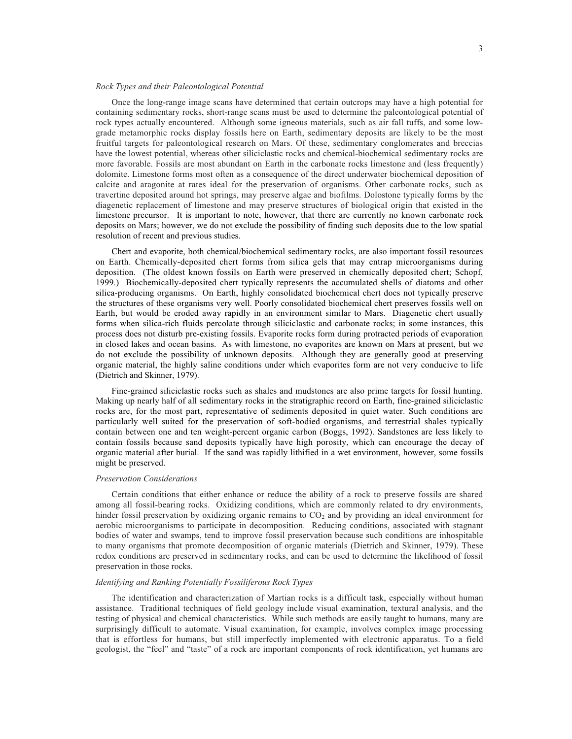*Rock Types and their Paleontological Potential*

Once the long-range image scans have determined that certain outcrops may have a high potential for containing sedimentary rocks, short-range scans must be used to determine the paleontological potential of rock types actually encountered. Although some igneous materials, such as air fall tuffs, and some low-grade metamorphic rocks display fossils here on Earth, sedimentary deposits are likely to be the most fruitful targets for paleontological research on Mars. Of these, sedimentary conglomerates and breccias have the lowest potential, whereas other siliciclastic rocks and chemical-biochemical sedimentary rocks are more favorable. Fossils are most abundant on Earth in the carbonate rocks limestone and (less frequently) dolomite. Limestone forms most often as a consequence of the direct underwater biochemical deposition of calcite and aragonite at rates ideal for the preservation of organisms. Other carbonate rocks, such as travertine deposited around hot springs, may preserve algae and biofilms. Dolostone typically forms by the diagenetic replacement of limestone and may preserve structures of biological origin that existed in the limestone precursor. It is important to note, however, that there are currently no known carbonate rock deposits on Mars; however, we do not exclude the possibility of finding such deposits due to the low spatial resolution of recent and previous studies.

Chert and evaporite, both chemical/biochemical sedimentary rocks, are also important fossil resources on Earth. Chemically-deposited chert forms from silica gels that may entrap microorganisms during deposition. (The oldest known fossils on Earth were preserved in chemically deposited chert; Schopf, 1999.) Biochemically-deposited chert typically represents the accumulated shells of diatoms and other silica-producing organisms. On Earth, highly consolidated biochemical chert does not typically preserve the structures of these organisms very well. Poorly consolidated biochemical chert preserves fossils well on Earth, but would be eroded away rapidly in an environment similar to Mars. Diagenetic chert usually forms when silica-rich fluids percolate through siliciclastic and carbonate rocks; in some instances, this process does not disturb pre-existing fossils. Evaporite rocks form during protracted periods of evaporation in closed lakes and ocean basins. As with limestone, no evaporites are known on Mars at present, but we do not exclude the possibility of unknown deposits. Although they are generally good at preserving organic material, the highly saline conditions under which evaporites form are not very conducive to life (Dietrich and Skinner, 1979).

Fine-grained siliciclastic rocks such as shales and mudstones are also prime targets for fossil hunting. Making up nearly half of all sedimentary rocks in the stratigraphic record on Earth, fine-grained siliciclastic rocks are, for the most part, representative of sediments deposited in quiet water. Such conditions are particularly well suited for the preservation of soft-bodied organisms, and terrestrial shales typically contain between one and ten weight-percent organic carbon (Boggs, 1992). Sandstones are less likely to contain fossils because sand deposits typically have high porosity, which can encourage the decay of organic material after burial. If the sand was rapidly lithified in a wet environment, however, some fossils might be preserved.

*Preservation Considerations*

Certain conditions that either enhance or reduce the ability of a rock to preserve fossils are shared among all fossil-bearing rocks. Oxidizing conditions, which are commonly related to dry environments, hinder fossil preservation by oxidizing organic remains to $CO_2$ and by providing an ideal environment for aerobic microorganisms to participate in decomposition. Reducing conditions, associated with stagnant bodies of water and swamps, tend to improve fossil preservation because such conditions are inhospitable to many organisms that promote decomposition of organic materials (Dietrich and Skinner, 1979). These redox conditions are preserved in sedimentary rocks, and can be used to determine the likelihood of fossil preservation in those rocks.

*Identifying and Ranking Potentially Fossiliferous Rock Types*

The identification and characterization of Martian rocks is a difficult task, especially without human assistance. Traditional techniques of field geology include visual examination, textural analysis, and the testing of physical and chemical characteristics. While such methods are easily taught to humans, many are surprisingly difficult to automate. Visual examination, for example, involves complex image processing that is effortless for humans, but still imperfectly implemented with electronic apparatus. To a field geologist, the "feel" and "taste" of a rock are important components of rock identification, yet humans are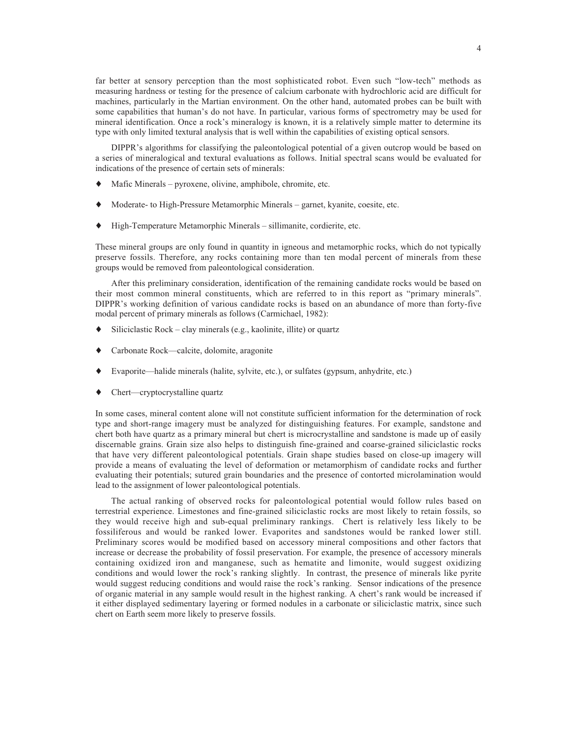far better at sensory perception than the most sophisticated robot. Even such "low-tech" methods as measuring hardness or testing for the presence of calcium carbonate with hydrochloric acid are difficult for machines, particularly in the Martian environment. On the other hand, automated probes can be built with some capabilities that human's do not have. In particular, various forms of spectrometry may be used for mineral identification. Once a rock's mineralogy is known, it is a relatively simple matter to determine its type with only limited textural analysis that is well within the capabilities of existing optical sensors.

DIPPR's algorithms for classifying the paleontological potential of a given outcrop would be based on a series of mineralogical and textural evaluations as follows. Initial spectral scans would be evaluated for indications of the presence of certain sets of minerals:

- Mafic Minerals – pyroxene, olivine, amphibole, chromite, etc.
- Moderate- to High-Pressure Metamorphic Minerals – garnet, kyanite, coesite, etc.
- High-Temperature Metamorphic Minerals – sillimanite, cordierite, etc.

These mineral groups are only found in quantity in igneous and metamorphic rocks, which do not typically preserve fossils. Therefore, any rocks containing more than ten modal percent of minerals from these groups would be removed from paleontological consideration.

After this preliminary consideration, identification of the remaining candidate rocks would be based on their most common mineral constituents, which are referred to in this report as "primary minerals". DIPPR's working definition of various candidate rocks is based on an abundance of more than forty-five modal percent of primary minerals as follows (Carmichael, 1982):

- Siliciclastic Rock – clay minerals (e.g., kaolinite, illite) or quartz
- Carbonate Rock—calcite, dolomite, aragonite
- Evaporite—halide minerals (halite, sylvite, etc.), or sulfates (gypsum, anhydrite, etc.)
- Chert—cryptocrystalline quartz

In some cases, mineral content alone will not constitute sufficient information for the determination of rock type and short-range imagery must be analyzed for distinguishing features. For example, sandstone and chert both have quartz as a primary mineral but chert is microcrystalline and sandstone is made up of easily discernable grains. Grain size also helps to distinguish fine-grained and coarse-grained siliciclastic rocks that have very different paleontological potentials. Grain shape studies based on close-up imagery will provide a means of evaluating the level of deformation or metamorphism of candidate rocks and further evaluating their potentials; sutured grain boundaries and the presence of contorted microlamination would lead to the assignment of lower paleontological potentials.

The actual ranking of observed rocks for paleontological potential would follow rules based on terrestrial experience. Limestones and fine-grained siliciclastic rocks are most likely to retain fossils, so they would receive high and sub-equal preliminary rankings. Chert is relatively less likely to be fossiliferous and would be ranked lower. Evaporites and sandstones would be ranked lower still. Preliminary scores would be modified based on accessory mineral compositions and other factors that increase or decrease the probability of fossil preservation. For example, the presence of accessory minerals containing oxidized iron and manganese, such as hematite and limonite, would suggest oxidizing conditions and would lower the rock's ranking slightly. In contrast, the presence of minerals like pyrite would suggest reducing conditions and would raise the rock's ranking. Sensor indications of the presence of organic material in any sample would result in the highest ranking. A chert's rank would be increased if it either displayed sedimentary layering or formed nodules in a carbonate or siliciclastic matrix, since such chert on Earth seem more likely to preserve fossils.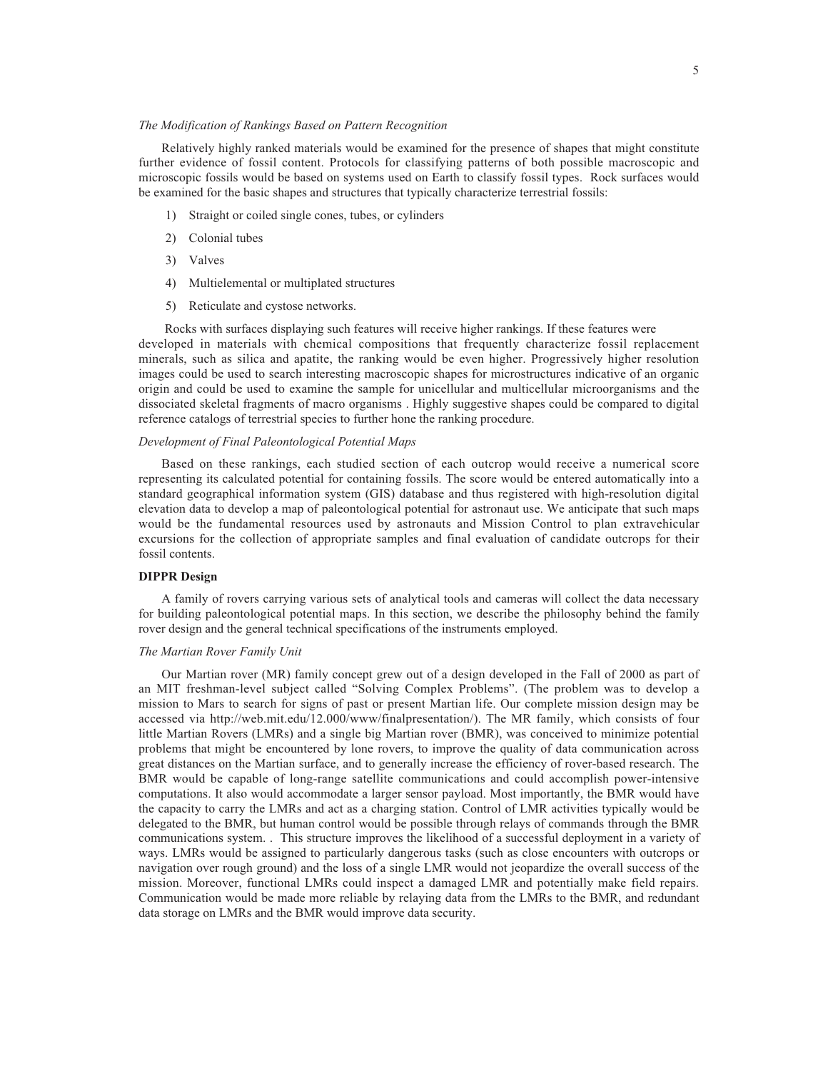*The Modification of Rankings Based on Pattern Recognition*

Relatively highly ranked materials would be examined for the presence of shapes that might constitute further evidence of fossil content. Protocols for classifying patterns of both possible macroscopic and microscopic fossils would be based on systems used on Earth to classify fossil types. Rock surfaces would be examined for the basic shapes and structures that typically characterize terrestrial fossils:

1) Straight or coiled single cones, tubes, or cylinders
2) Colonial tubes
3) Valves
4) Multielemental or multiplated structures
5) Reticulate and cystose networks.

Rocks with surfaces displaying such features will receive higher rankings. If these features were developed in materials with chemical compositions that frequently characterize fossil replacement minerals, such as silica and apatite, the ranking would be even higher. Progressively higher resolution images could be used to search interesting macroscopic shapes for microstructures indicative of an organic origin and could be used to examine the sample for unicellular and multicellular microorganisms and the dissociated skeletal fragments of macro organisms . Highly suggestive shapes could be compared to digital reference catalogs of terrestrial species to further hone the ranking procedure.

*Development of Final Paleontological Potential Maps*

Based on these rankings, each studied section of each outcrop would receive a numerical score representing its calculated potential for containing fossils. The score would be entered automatically into a standard geographical information system (GIS) database and thus registered with high-resolution digital elevation data to develop a map of paleontological potential for astronaut use. We anticipate that such maps would be the fundamental resources used by astronauts and Mission Control to plan extravehicular excursions for the collection of appropriate samples and final evaluation of candidate outcrops for their fossil contents.

**DIPPR Design**

A family of rovers carrying various sets of analytical tools and cameras will collect the data necessary for building paleontological potential maps. In this section, we describe the philosophy behind the family rover design and the general technical specifications of the instruments employed.

*The Martian Rover Family Unit*

Our Martian rover (MR) family concept grew out of a design developed in the Fall of 2000 as part of an MIT freshman-level subject called "Solving Complex Problems". (The problem was to develop a mission to Mars to search for signs of past or present Martian life. Our complete mission design may be accessed via http://web.mit.edu/12.000/www/finalpresentation/). The MR family, which consists of four little Martian Rovers (LMRs) and a single big Martian rover (BMR), was conceived to minimize potential problems that might be encountered by lone rovers, to improve the quality of data communication across great distances on the Martian surface, and to generally increase the efficiency of rover-based research. The BMR would be capable of long-range satellite communications and could accomplish power-intensive computations. It also would accommodate a larger sensor payload. Most importantly, the BMR would have the capacity to carry the LMRs and act as a charging station. Control of LMR activities typically would be delegated to the BMR, but human control would be possible through relays of commands through the BMR communications system. . This structure improves the likelihood of a successful deployment in a variety of ways. LMRs would be assigned to particularly dangerous tasks (such as close encounters with outcrops or navigation over rough ground) and the loss of a single LMR would not jeopardize the overall success of the mission. Moreover, functional LMRs could inspect a damaged LMR and potentially make field repairs. Communication would be made more reliable by relaying data from the LMRs to the BMR, and redundant data storage on LMRs and the BMR would improve data security.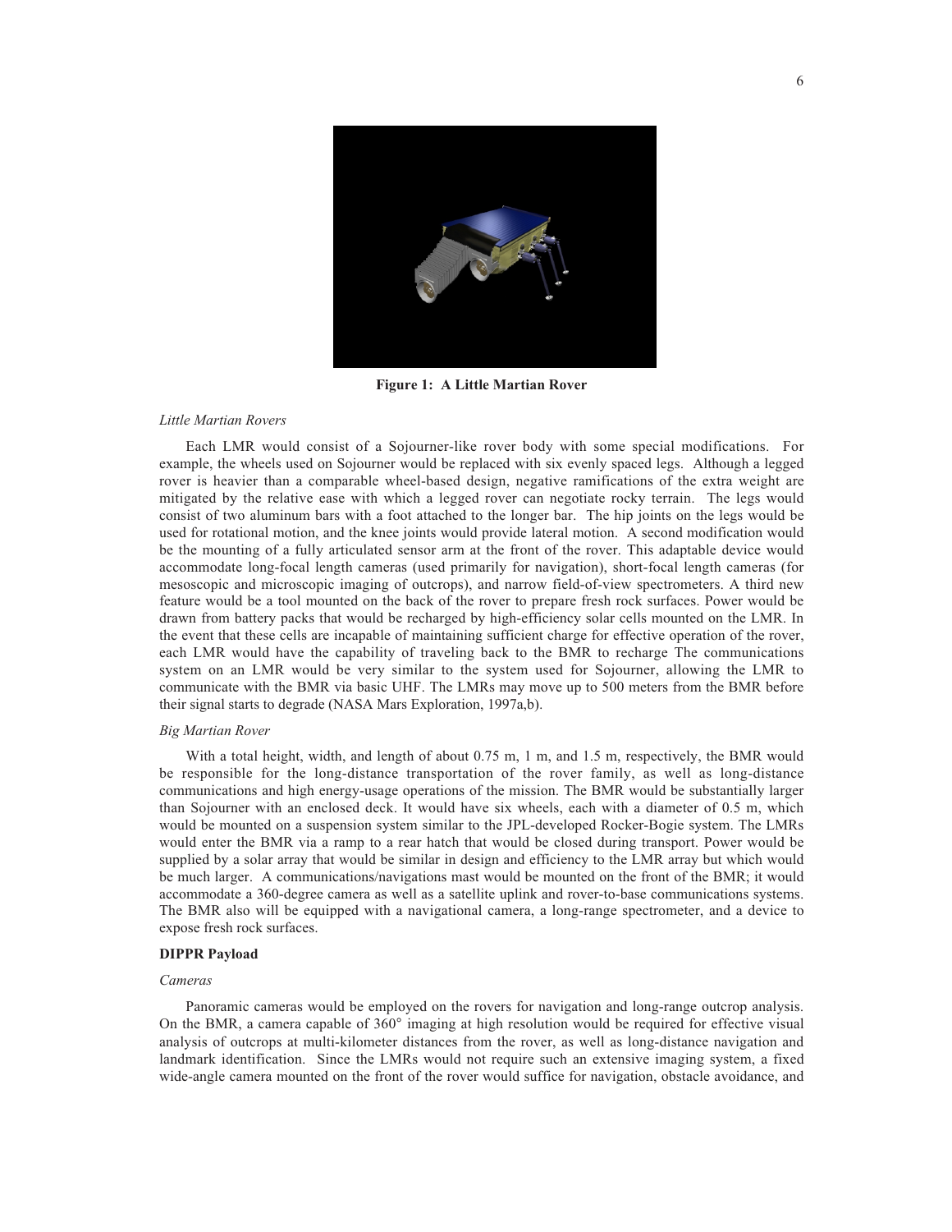**Figure 1: A Little Martian Rover**

*Little Martian Rovers*

Each LMR would consist of a Sojourner-like rover body with some special modifications. For example, the wheels used on Sojourner would be replaced with six evenly spaced legs. Although a legged rover is heavier than a comparable wheel-based design, negative ramifications of the extra weight are mitigated by the relative ease with which a legged rover can negotiate rocky terrain. The legs would consist of two aluminum bars with a foot attached to the longer bar. The hip joints on the legs would be used for rotational motion, and the knee joints would provide lateral motion. A second modification would be the mounting of a fully articulated sensor arm at the front of the rover. This adaptable device would accommodate long-focal length cameras (used primarily for navigation), short-focal length cameras (for mesoscopic and microscopic imaging of outcrops), and narrow field-of-view spectrometers. A third new feature would be a tool mounted on the back of the rover to prepare fresh rock surfaces. Power would be drawn from battery packs that would be recharged by high-efficiency solar cells mounted on the LMR. In the event that these cells are incapable of maintaining sufficient charge for effective operation of the rover, each LMR would have the capability of traveling back to the BMR to recharge The communications system on an LMR would be very similar to the system used for Sojourner, allowing the LMR to communicate with the BMR via basic UHF. The LMRs may move up to 500 meters from the BMR before their signal starts to degrade (NASA Mars Exploration, 1997a,b).

*Big Martian Rover*

With a total height, width, and length of about 0.75 m, 1 m, and 1.5 m, respectively, the BMR would be responsible for the long-distance transportation of the rover family, as well as long-distance communications and high energy-usage operations of the mission. The BMR would be substantially larger than Sojourner with an enclosed deck. It would have six wheels, each with a diameter of 0.5 m, which would be mounted on a suspension system similar to the JPL-developed Rocker-Bogie system. The LMRs would enter the BMR via a ramp to a rear hatch that would be closed during transport. Power would be supplied by a solar array that would be similar in design and efficiency to the LMR array but which would be much larger. A communications/navigations mast would be mounted on the front of the BMR; it would accommodate a 360-degree camera as well as a satellite uplink and rover-to-base communications systems. The BMR also will be equipped with a navigational camera, a long-range spectrometer, and a device to expose fresh rock surfaces.

**DIPPR Payload**

*Cameras*

Panoramic cameras would be employed on the rovers for navigation and long-range outcrop analysis. On the BMR, a camera capable of 360° imaging at high resolution would be required for effective visual analysis of outcrops at multi-kilometer distances from the rover, as well as long-distance navigation and landmark identification. Since the LMRs would not require such an extensive imaging system, a fixed wide-angle camera mounted on the front of the rover would suffice for navigation, obstacle avoidance, and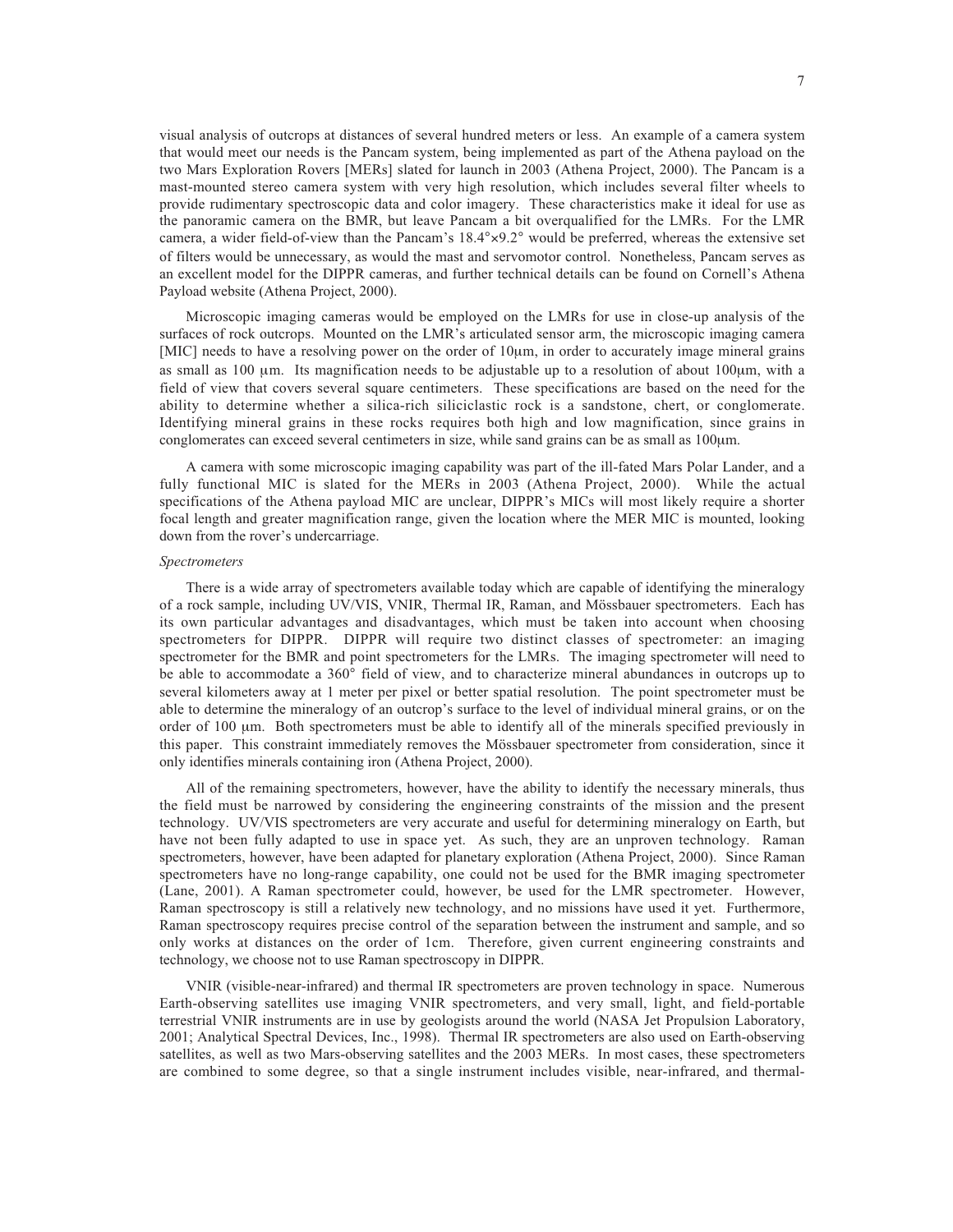visual analysis of outcrops at distances of several hundred meters or less. An example of a camera system that would meet our needs is the Pancam system, being implemented as part of the Athena payload on the two Mars Exploration Rovers [MERs] slated for launch in 2003 (Athena Project, 2000). The Pancam is a mast-mounted stereo camera system with very high resolution, which includes several filter wheels to provide rudimentary spectroscopic data and color imagery. These characteristics make it ideal for use as the panoramic camera on the BMR, but leave Pancam a bit overqualified for the LMRs. For the LMR camera, a wider field-of-view than the Pancam's 18.4°×9.2° would be preferred, whereas the extensive set of filters would be unnecessary, as would the mast and servomotor control. Nonetheless, Pancam serves as an excellent model for the DIPPR cameras, and further technical details can be found on Cornell's Athena Payload website (Athena Project, 2000).

Microscopic imaging cameras would be employed on the LMRs for use in close-up analysis of the surfaces of rock outcrops. Mounted on the LMR's articulated sensor arm, the microscopic imaging camera [MIC] needs to have a resolving power on the order of 10μm, in order to accurately image mineral grains as small as 100 μm. Its magnification needs to be adjustable up to a resolution of about 100μm, with a field of view that covers several square centimeters. These specifications are based on the need for the ability to determine whether a silica-rich siliciclastic rock is a sandstone, chert, or conglomerate. Identifying mineral grains in these rocks requires both high and low magnification, since grains in conglomerates can exceed several centimeters in size, while sand grains can be as small as 100μm.

A camera with some microscopic imaging capability was part of the ill-fated Mars Polar Lander, and a fully functional MIC is slated for the MERs in 2003 (Athena Project, 2000). While the actual specifications of the Athena payload MIC are unclear, DIPPR's MICs will most likely require a shorter focal length and greater magnification range, given the location where the MER MIC is mounted, looking down from the rover's undercarriage.

*Spectrometers*

There is a wide array of spectrometers available today which are capable of identifying the mineralogy of a rock sample, including UV/VIS, VNIR, Thermal IR, Raman, and Mössbauer spectrometers. Each has its own particular advantages and disadvantages, which must be taken into account when choosing spectrometers for DIPPR. DIPPR will require two distinct classes of spectrometer: an imaging spectrometer for the BMR and point spectrometers for the LMRs. The imaging spectrometer will need to be able to accommodate a 360° field of view, and to characterize mineral abundances in outcrops up to several kilometers away at 1 meter per pixel or better spatial resolution. The point spectrometer must be able to determine the mineralogy of an outcrop's surface to the level of individual mineral grains, or on the order of 100 μm. Both spectrometers must be able to identify all of the minerals specified previously in this paper. This constraint immediately removes the Mössbauer spectrometer from consideration, since it only identifies minerals containing iron (Athena Project, 2000).

All of the remaining spectrometers, however, have the ability to identify the necessary minerals, thus the field must be narrowed by considering the engineering constraints of the mission and the present technology. UV/VIS spectrometers are very accurate and useful for determining mineralogy on Earth, but have not been fully adapted to use in space yet. As such, they are an unproven technology. Raman spectrometers, however, have been adapted for planetary exploration (Athena Project, 2000). Since Raman spectrometers have no long-range capability, one could not be used for the BMR imaging spectrometer (Lane, 2001). A Raman spectrometer could, however, be used for the LMR spectrometer. However, Raman spectroscopy is still a relatively new technology, and no missions have used it yet. Furthermore, Raman spectroscopy requires precise control of the separation between the instrument and sample, and so only works at distances on the order of 1cm. Therefore, given current engineering constraints and technology, we choose not to use Raman spectroscopy in DIPPR.

VNIR (visible-near-infrared) and thermal IR spectrometers are proven technology in space. Numerous Earth-observing satellites use imaging VNIR spectrometers, and very small, light, and field-portable terrestrial VNIR instruments are in use by geologists around the world (NASA Jet Propulsion Laboratory, 2001; Analytical Spectral Devices, Inc., 1998). Thermal IR spectrometers are also used on Earth-observing satellites, as well as two Mars-observing satellites and the 2003 MERs. In most cases, these spectrometers are combined to some degree, so that a single instrument includes visible, near-infrared, and thermal-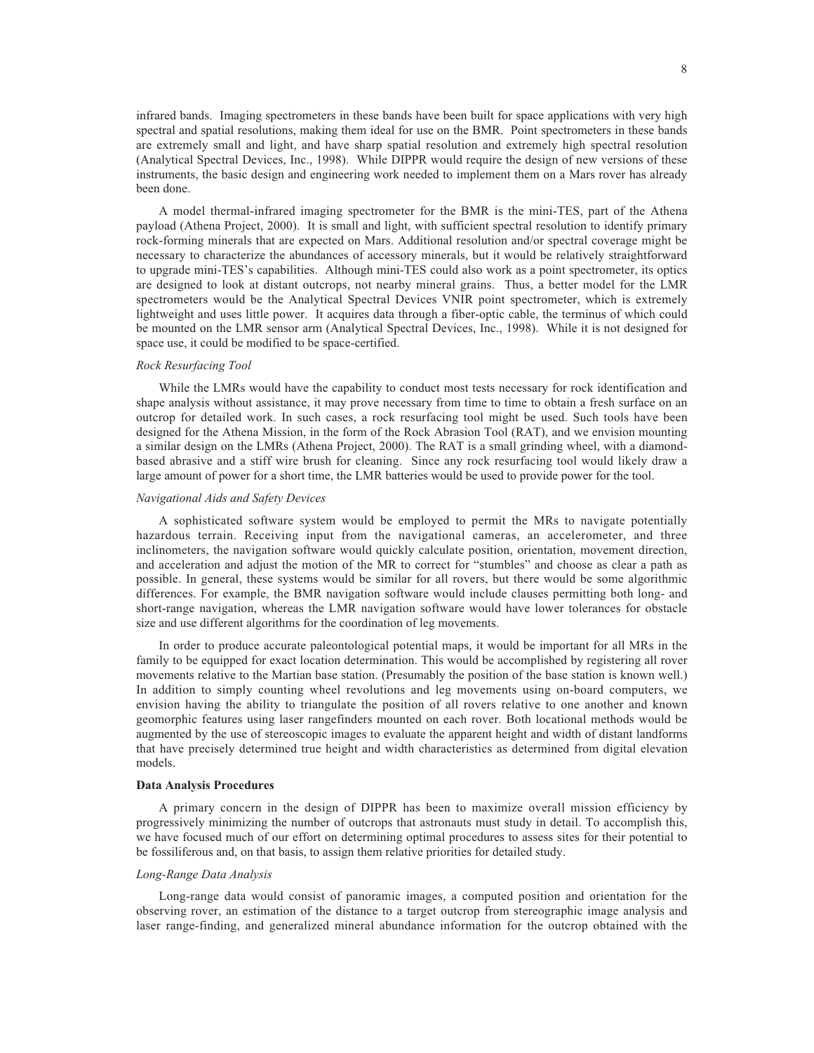infrared bands. Imaging spectrometers in these bands have been built for space applications with very high spectral and spatial resolutions, making them ideal for use on the BMR. Point spectrometers in these bands are extremely small and light, and have sharp spatial resolution and extremely high spectral resolution (Analytical Spectral Devices, Inc., 1998). While DIPPR would require the design of new versions of these instruments, the basic design and engineering work needed to implement them on a Mars rover has already been done.

A model thermal-infrared imaging spectrometer for the BMR is the mini-TES, part of the Athena payload (Athena Project, 2000). It is small and light, with sufficient spectral resolution to identify primary rock-forming minerals that are expected on Mars. Additional resolution and/or spectral coverage might be necessary to characterize the abundances of accessory minerals, but it would be relatively straightforward to upgrade mini-TES's capabilities. Although mini-TES could also work as a point spectrometer, its optics are designed to look at distant outcrops, not nearby mineral grains. Thus, a better model for the LMR spectrometers would be the Analytical Spectral Devices VNIR point spectrometer, which is extremely lightweight and uses little power. It acquires data through a fiber-optic cable, the terminus of which could be mounted on the LMR sensor arm (Analytical Spectral Devices, Inc., 1998). While it is not designed for space use, it could be modified to be space-certified.

*Rock Resurfacing Tool*

While the LMRs would have the capability to conduct most tests necessary for rock identification and shape analysis without assistance, it may prove necessary from time to time to obtain a fresh surface on an outcrop for detailed work. In such cases, a rock resurfacing tool might be used. Such tools have been designed for the Athena Mission, in the form of the Rock Abrasion Tool (RAT), and we envision mounting a similar design on the LMRs (Athena Project, 2000). The RAT is a small grinding wheel, with a diamond-based abrasive and a stiff wire brush for cleaning. Since any rock resurfacing tool would likely draw a large amount of power for a short time, the LMR batteries would be used to provide power for the tool.

*Navigational Aids and Safety Devices*

A sophisticated software system would be employed to permit the MRs to navigate potentially hazardous terrain. Receiving input from the navigational cameras, an accelerometer, and three inclinometers, the navigation software would quickly calculate position, orientation, movement direction, and acceleration and adjust the motion of the MR to correct for "stumbles" and choose as clear a path as possible. In general, these systems would be similar for all rovers, but there would be some algorithmic differences. For example, the BMR navigation software would include clauses permitting both long- and short-range navigation, whereas the LMR navigation software would have lower tolerances for obstacle size and use different algorithms for the coordination of leg movements.

In order to produce accurate paleontological potential maps, it would be important for all MRs in the family to be equipped for exact location determination. This would be accomplished by registering all rover movements relative to the Martian base station. (Presumably the position of the base station is known well.) In addition to simply counting wheel revolutions and leg movements using on-board computers, we envision having the ability to triangulate the position of all rovers relative to one another and known geomorphic features using laser rangefinders mounted on each rover. Both locational methods would be augmented by the use of stereoscopic images to evaluate the apparent height and width of distant landforms that have precisely determined true height and width characteristics as determined from digital elevation models.

**Data Analysis Procedures**

A primary concern in the design of DIPPR has been to maximize overall mission efficiency by progressively minimizing the number of outcrops that astronauts must study in detail. To accomplish this, we have focused much of our effort on determining optimal procedures to assess sites for their potential to be fossiliferous and, on that basis, to assign them relative priorities for detailed study.

*Long-Range Data Analysis*

Long-range data would consist of panoramic images, a computed position and orientation for the observing rover, an estimation of the distance to a target outcrop from stereographic image analysis and laser range-finding, and generalized mineral abundance information for the outcrop obtained with the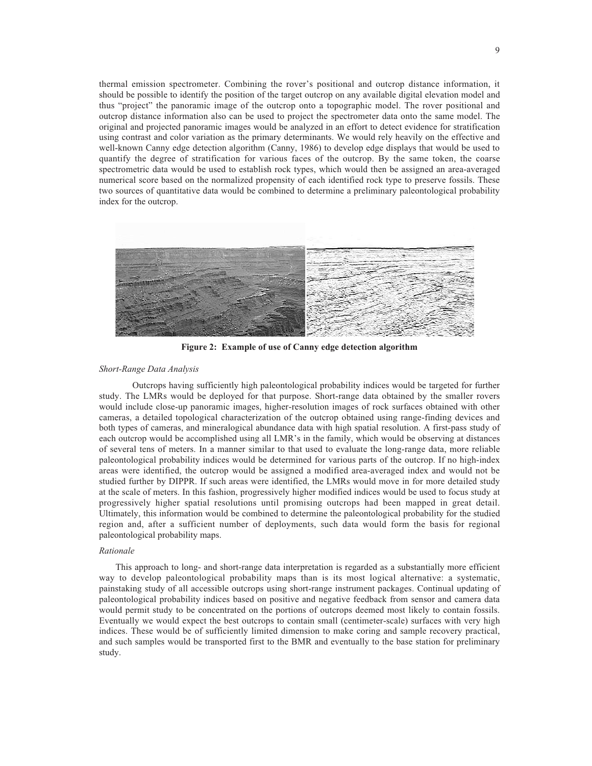thermal emission spectrometer. Combining the rover's positional and outcrop distance information, it should be possible to identify the position of the target outcrop on any available digital elevation model and thus "project" the panoramic image of the outcrop onto a topographic model. The rover positional and outcrop distance information also can be used to project the spectrometer data onto the same model. The original and projected panoramic images would be analyzed in an effort to detect evidence for stratification using contrast and color variation as the primary determinants. We would rely heavily on the effective and well-known Canny edge detection algorithm (Canny, 1986) to develop edge displays that would be used to quantify the degree of stratification for various faces of the outcrop. By the same token, the coarse spectrometric data would be used to establish rock types, which would then be assigned an area-averaged numerical score based on the normalized propensity of each identified rock type to preserve fossils. These two sources of quantitative data would be combined to determine a preliminary paleontological probability index for the outcrop.

**Figure 2: Example of use of Canny edge detection algorithm**

*Short-Range Data Analysis*

Outcrops having sufficiently high paleontological probability indices would be targeted for further study. The LMRs would be deployed for that purpose. Short-range data obtained by the smaller rovers would include close-up panoramic images, higher-resolution images of rock surfaces obtained with other cameras, a detailed topological characterization of the outcrop obtained using range-finding devices and both types of cameras, and mineralogical abundance data with high spatial resolution. A first-pass study of each outcrop would be accomplished using all LMR's in the family, which would be observing at distances of several tens of meters. In a manner similar to that used to evaluate the long-range data, more reliable paleontological probability indices would be determined for various parts of the outcrop. If no high-index areas were identified, the outcrop would be assigned a modified area-averaged index and would not be studied further by DIPPR. If such areas were identified, the LMRs would move in for more detailed study at the scale of meters. In this fashion, progressively higher modified indices would be used to focus study at progressively higher spatial resolutions until promising outcrops had been mapped in great detail. Ultimately, this information would be combined to determine the paleontological probability for the studied region and, after a sufficient number of deployments, such data would form the basis for regional paleontological probability maps.

*Rationale*

This approach to long- and short-range data interpretation is regarded as a substantially more efficient way to develop paleontological probability maps than is its most logical alternative: a systematic, painstaking study of all accessible outcrops using short-range instrument packages. Continual updating of paleontological probability indices based on positive and negative feedback from sensor and camera data would permit study to be concentrated on the portions of outcrops deemed most likely to contain fossils. Eventually we would expect the best outcrops to contain small (centimeter-scale) surfaces with very high indices. These would be of sufficiently limited dimension to make coring and sample recovery practical, and such samples would be transported first to the BMR and eventually to the base station for preliminary study.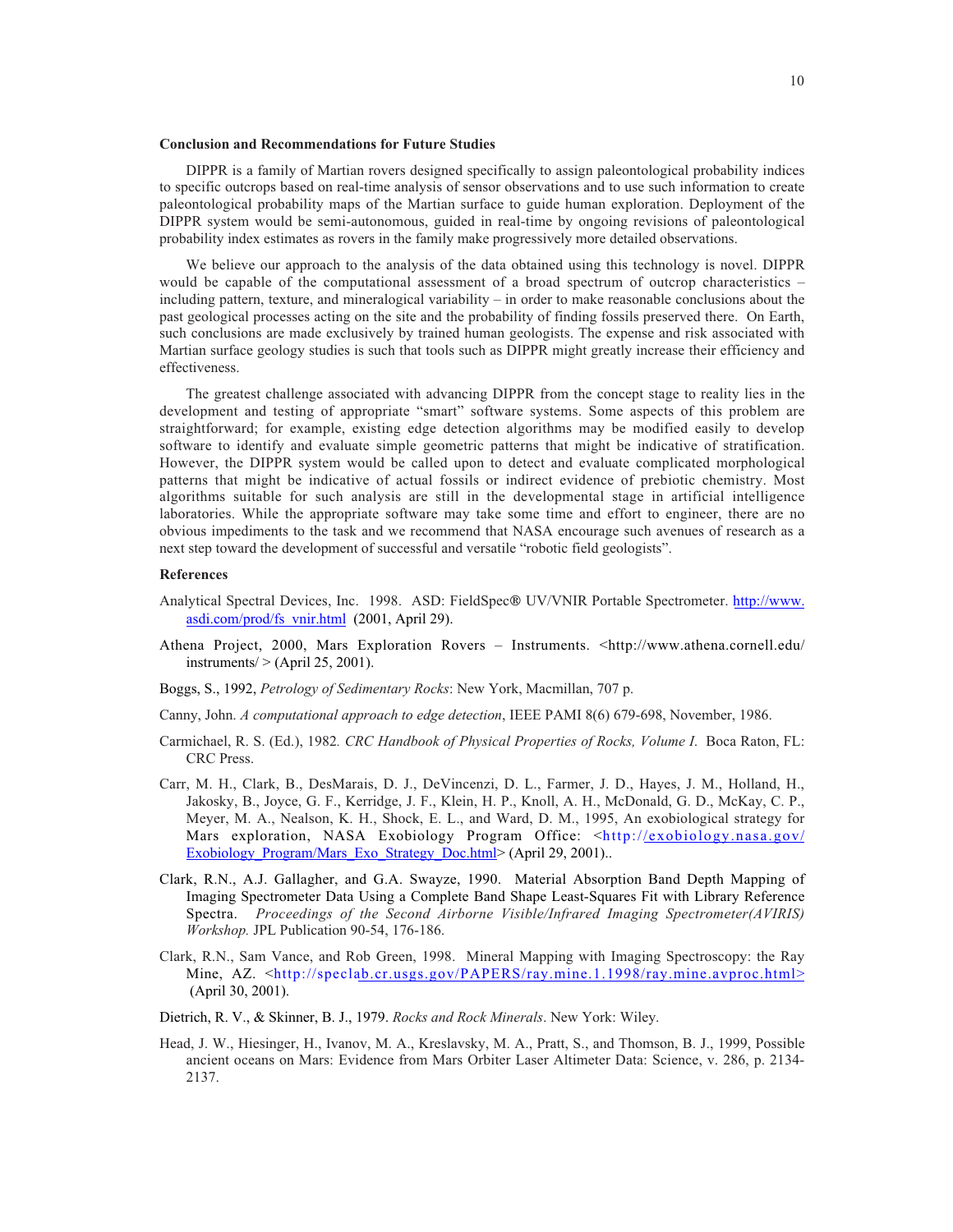## Conclusion and Recommendations for Future Studies

DIPPR is a family of Martian rovers designed specifically to assign paleontological probability indices to specific outcrops based on real-time analysis of sensor observations and to use such information to create paleontological probability maps of the Martian surface to guide human exploration. Deployment of the DIPPR system would be semi-autonomous, guided in real-time by ongoing revisions of paleontological probability index estimates as rovers in the family make progressively more detailed observations.

We believe our approach to the analysis of the data obtained using this technology is novel. DIPPR would be capable of the computational assessment of a broad spectrum of outcrop characteristics – including pattern, texture, and mineralogical variability – in order to make reasonable conclusions about the past geological processes acting on the site and the probability of finding fossils preserved there. On Earth, such conclusions are made exclusively by trained human geologists. The expense and risk associated with Martian surface geology studies is such that tools such as DIPPR might greatly increase their efficiency and effectiveness.

The greatest challenge associated with advancing DIPPR from the concept stage to reality lies in the development and testing of appropriate "smart" software systems. Some aspects of this problem are straightforward; for example, existing edge detection algorithms may be modified easily to develop software to identify and evaluate simple geometric patterns that might be indicative of stratification. However, the DIPPR system would be called upon to detect and evaluate complicated morphological patterns that might be indicative of actual fossils or indirect evidence of prebiotic chemistry. Most algorithms suitable for such analysis are still in the developmental stage in artificial intelligence laboratories. While the appropriate software may take some time and effort to engineer, there are no obvious impediments to the task and we recommend that NASA encourage such avenues of research as a next step toward the development of successful and versatile "robotic field geologists".

## References

Analytical Spectral Devices, Inc. 1998. ASD: FieldSpec® UV/VNIR Portable Spectrometer. http://www.asdi.com/prod/fs_vnir.html (2001, April 29).

Athena Project, 2000, Mars Exploration Rovers – Instruments. <http://www.athena.cornell.edu/instruments/ > (April 25, 2001).

Boggs, S., 1992, *Petrology of Sedimentary Rocks*: New York, Macmillan, 707 p.

Canny, John. *A computational approach to edge detection*, IEEE PAMI 8(6) 679-698, November, 1986.

Carmichael, R. S. (Ed.), 1982*. CRC Handbook of Physical Properties of Rocks, Volume I*. Boca Raton, FL: CRC Press.

Carr, M. H., Clark, B., DesMarais, D. J., DeVincenzi, D. L., Farmer, J. D., Hayes, J. M., Holland, H., Jakosky, B., Joyce, G. F., Kerridge, J. F., Klein, H. P., Knoll, A. H., McDonald, G. D., McKay, C. P., Meyer, M. A., Nealson, K. H., Shock, E. L., and Ward, D. M., 1995, An exobiological strategy for Mars exploration, NASA Exobiology Program Office: <http://exobiology.nasa.gov/Exobiology_Program/Mars_Exo_Strategy_Doc.html> (April 29, 2001)..

Clark, R.N., A.J. Gallagher, and G.A. Swayze, 1990. Material Absorption Band Depth Mapping of Imaging Spectrometer Data Using a Complete Band Shape Least-Squares Fit with Library Reference Spectra. *Proceedings of the Second Airborne Visible/Infrared Imaging Spectrometer(AVIRIS) Workshop.* JPL Publication 90-54, 176-186.

Clark, R.N., Sam Vance, and Rob Green, 1998. Mineral Mapping with Imaging Spectroscopy: the Ray Mine, AZ. <http://speclab.cr.usgs.gov/PAPERS/ray.mine.1.1998/ray.mine.avproc.html> (April 30, 2001).

Dietrich, R. V., & Skinner, B. J., 1979. *Rocks and Rock Minerals*. New York: Wiley.

Head, J. W., Hiesinger, H., Ivanov, M. A., Kreslavsky, M. A., Pratt, S., and Thomson, B. J., 1999, Possible ancient oceans on Mars: Evidence from Mars Orbiter Laser Altimeter Data: Science, v. 286, p. 2134-2137.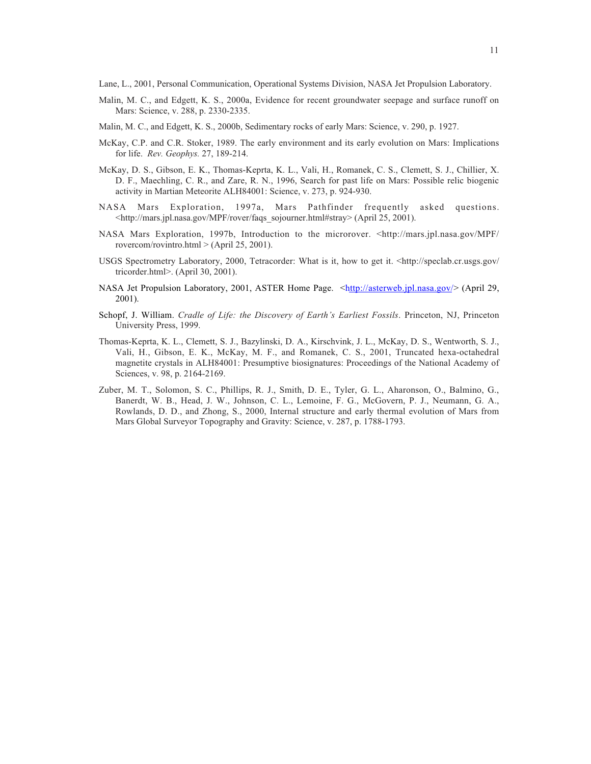Lane, L., 2001, Personal Communication, Operational Systems Division, NASA Jet Propulsion Laboratory.

Malin, M. C., and Edgett, K. S., 2000a, Evidence for recent groundwater seepage and surface runoff on Mars: Science, v. 288, p. 2330-2335.

Malin, M. C., and Edgett, K. S., 2000b, Sedimentary rocks of early Mars: Science, v. 290, p. 1927.

McKay, C.P. and C.R. Stoker, 1989. The early environment and its early evolution on Mars: Implications for life. *Rev. Geophys.* 27, 189-214.

McKay, D. S., Gibson, E. K., Thomas-Keprta, K. L., Vali, H., Romanek, C. S., Clemett, S. J., Chillier, X. D. F., Maechling, C. R., and Zare, R. N., 1996, Search for past life on Mars: Possible relic biogenic activity in Martian Meteorite ALH84001: Science, v. 273, p. 924-930.

NASA Mars Exploration, 1997a, Mars Pathfinder frequently asked questions. <http://mars.jpl.nasa.gov/MPF/rover/faqs_sojourner.html#stray> (April 25, 2001).

NASA Mars Exploration, 1997b, Introduction to the microrover. <http://mars.jpl.nasa.gov/MPF/rovercom/rovintro.html > (April 25, 2001).

USGS Spectrometry Laboratory, 2000, Tetracorder: What is it, how to get it. <http://speclab.cr.usgs.gov/tricorder.html>. (April 30, 2001).

NASA Jet Propulsion Laboratory, 2001, ASTER Home Page. <http://asterweb.jpl.nasa.gov/> (April 29, 2001).

Schopf, J. William. *Cradle of Life: the Discovery of Earth's Earliest Fossils*. Princeton, NJ, Princeton University Press, 1999.

Thomas-Keprta, K. L., Clemett, S. J., Bazylinski, D. A., Kirschvink, J. L., McKay, D. S., Wentworth, S. J., Vali, H., Gibson, E. K., McKay, M. F., and Romanek, C. S., 2001, Truncated hexa-octahedral magnetite crystals in ALH84001: Presumptive biosignatures: Proceedings of the National Academy of Sciences, v. 98, p. 2164-2169.

Zuber, M. T., Solomon, S. C., Phillips, R. J., Smith, D. E., Tyler, G. L., Aharonson, O., Balmino, G., Banerdt, W. B., Head, J. W., Johnson, C. L., Lemoine, F. G., McGovern, P. J., Neumann, G. A., Rowlands, D. D., and Zhong, S., 2000, Internal structure and early thermal evolution of Mars from Mars Global Surveyor Topography and Gravity: Science, v. 287, p. 1788-1793.